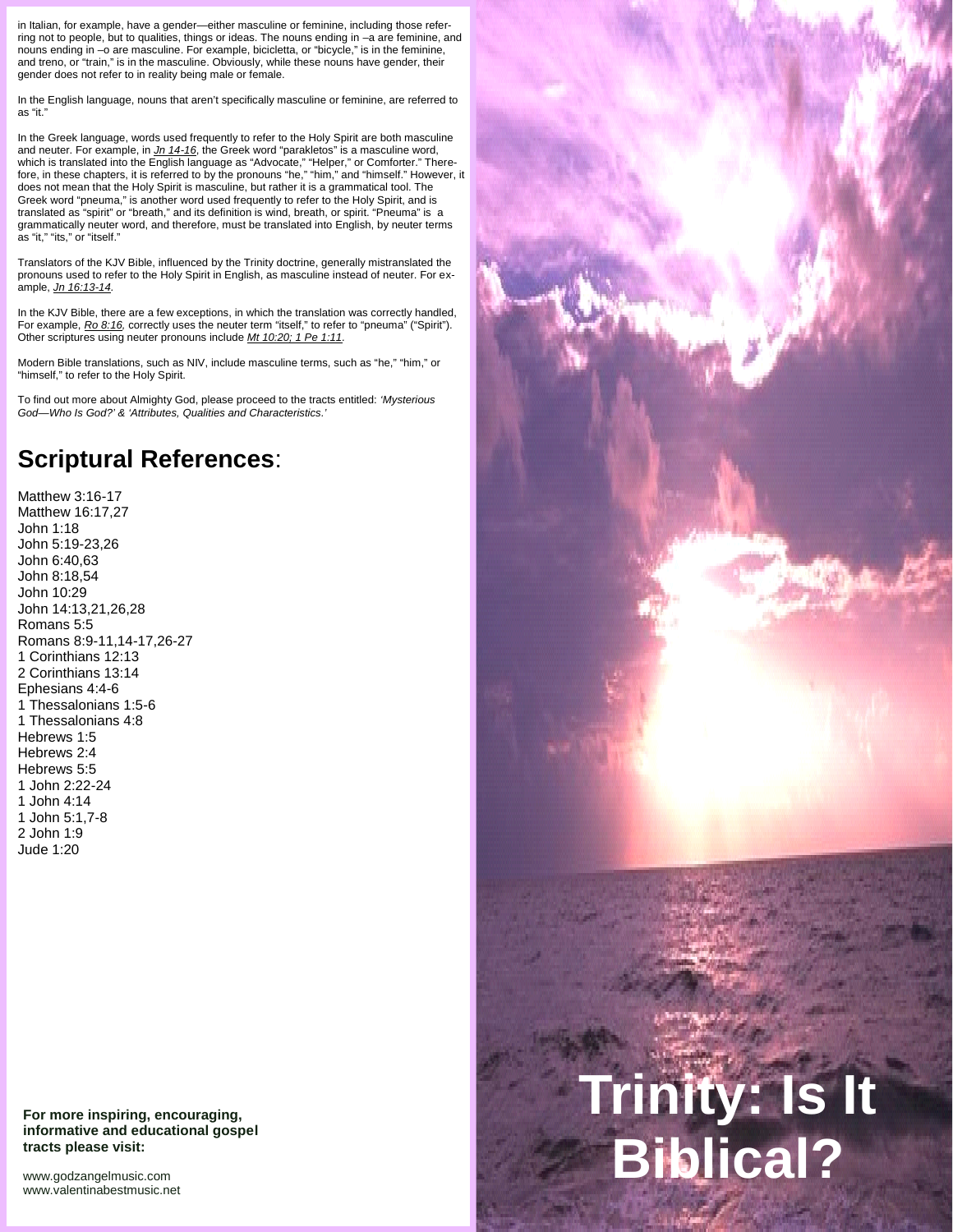in Italian, for example, have a gender—either masculine or feminine, including those referring not to people, but to qualities, things or ideas. The nouns ending in –a are feminine, and nouns ending in –o are masculine. For example, bicicletta, or "bicycle," is in the feminine, and treno, or "train," is in the masculine. Obviously, while these nouns have gender, their gender does not refer to in reality being male or female.

In the English language, nouns that aren't specifically masculine or feminine, are referred to as "it."

In the Greek language, words used frequently to refer to the Holy Spirit are both masculine and neuter. For example, in *Jn 14-16*, the Greek word "parakletos" is a masculine word, which is translated into the English language as "Advocate," "Helper," or Comforter." Therefore, in these chapters, it is referred to by the pronouns "he," "him," and "himself." However, it does not mean that the Holy Spirit is masculine, but rather it is a grammatical tool. The Greek word "pneuma," is another word used frequently to refer to the Holy Spirit, and is translated as "spirit" or "breath," and its definition is wind, breath, or spirit. "Pneuma" is a grammatically neuter word, and therefore, must be translated into English, by neuter terms as "it," "its," or "itself."

Translators of the KJV Bible, influenced by the Trinity doctrine, generally mistranslated the pronouns used to refer to the Holy Spirit in English, as masculine instead of neuter. For example, *Jn 16:13-14*.

In the KJV Bible, there are a few exceptions, in which the translation was correctly handled, For example, *Ro 8:16,* correctly uses the neuter term "itself," to refer to "pneuma" ("Spirit"). Other scriptures using neuter pronouns include *Mt 10:20; 1 Pe 1:11*.

Modern Bible translations, such as NIV, include masculine terms, such as "he," "him," or "himself," to refer to the Holy Spirit.

To find out more about Almighty God, please proceed to the tracts entitled: *'Mysterious God—Who Is God?' & 'Attributes, Qualities and Characteristics.'*

## **Scriptural References**:

Matthew 3:16-17
Matthew 16:17,27
John 1:18
John 5:19-23,26
John 6:40,63
John 8:18,54
John 10:29
John 14:13,21,26,28
Romans 5:5
Romans 8:9-11,14-17,26-27
1 Corinthians 12:13
2 Corinthians 13:14
Ephesians 4:4-6
1 Thessalonians 1:5-6
1 Thessalonians 4:8
Hebrews 1:5
Hebrews 2:4
Hebrews 5:5
1 John 2:22-24
1 John 4:14
1 John 5:1,7-8
2 John 1:9
Jude 1:20

**For more inspiring, encouraging, informative and educational gospel tracts please visit:**

www.godzangelmusic.com
www.valentinabestmusic.net

# Trinity: Is It Biblical?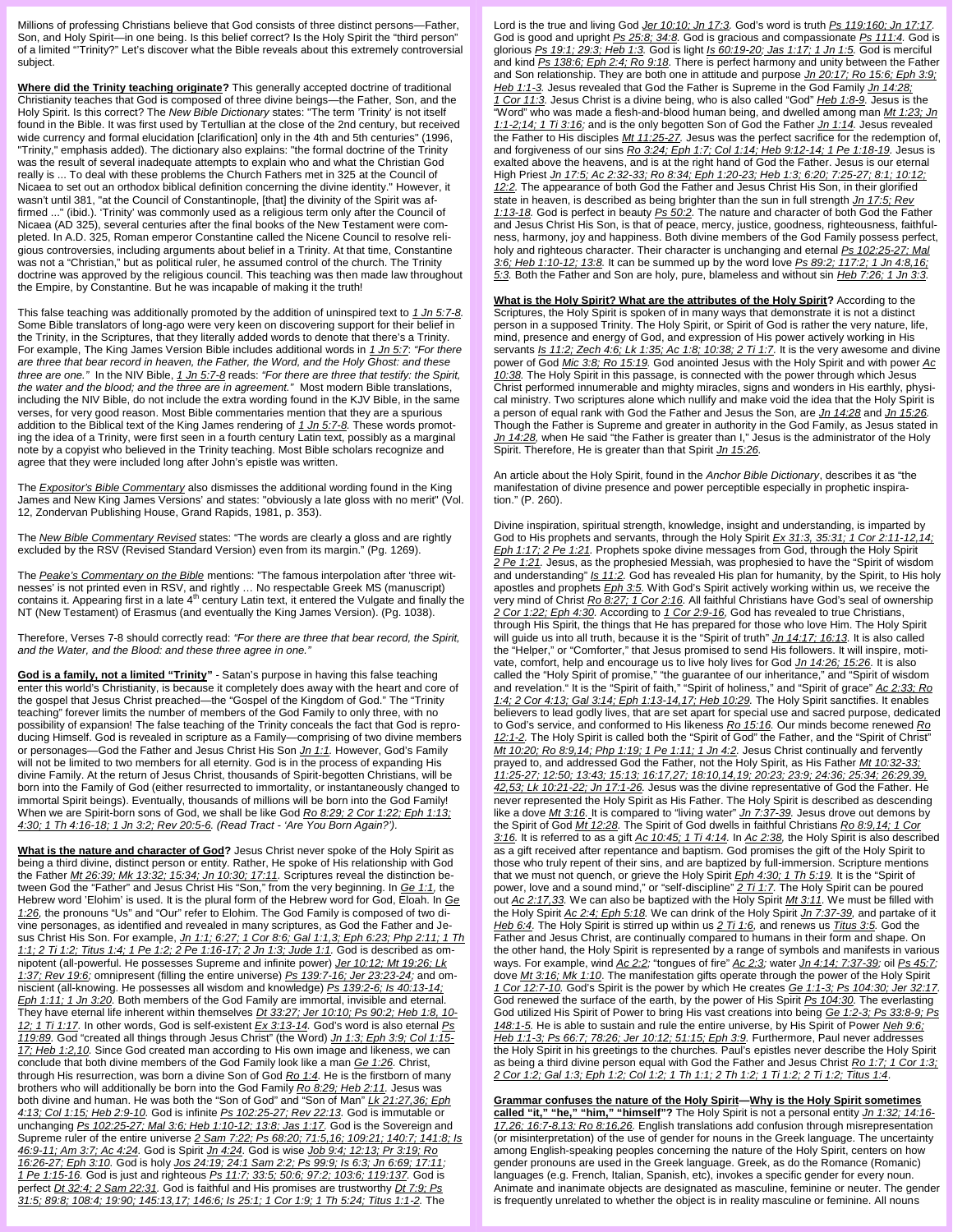Millions of professing Christians believe that God consists of three distinct persons—Father, Son, and Holy Spirit—in one being. Is this belief correct? Is the Holy Spirit the "third person" of a limited "'Trinity?" Let's discover what the Bible reveals about this extremely controversial subject.

**Where did the Trinity teaching originate?** This generally accepted doctrine of traditional Christianity teaches that God is composed of three divine beings—the Father, Son, and the Holy Spirit. Is this correct? The *New Bible Dictionary* states: "The term 'Trinity' is not itself found in the Bible. It was first used by Tertullian at the close of the 2nd century, but received wide currency and formal elucidation [clarification] only in the 4th and 5th centuries" (1996, "Trinity," emphasis added). The dictionary also explains: "the formal doctrine of the Trinity was the result of several inadequate attempts to explain who and what the Christian God really is ... To deal with these problems the Church Fathers met in 325 at the Council of Nicaea to set out an orthodox biblical definition concerning the divine identity." However, it wasn't until 381, "at the Council of Constantinople, [that] the divinity of the Spirit was affirmed ..." (ibid.). 'Trinity' was commonly used as a religious term only after the Council of Nicaea (AD 325), several centuries after the final books of the New Testament were completed. In A.D. 325, Roman emperor Constantine called the Nicene Council to resolve religious controversies, including arguments about belief in a Trinity. At that time, Constantine was not a "Christian," but as political ruler, he assumed control of the church. The Trinity doctrine was approved by the religious council. This teaching was then made law throughout the Empire, by Constantine. But he was incapable of making it the truth!

This false teaching was additionally promoted by the addition of uninspired text to *1 Jn 5:7-8*. Some Bible translators of long-ago were very keen on discovering support for their belief in the Trinity, in the Scriptures, that they literally added words to denote that there's a Trinity. For example, The King James Version Bible includes additional words in *1 Jn 5:7*: *"For there are three that bear record in heaven, the Father, the Word, and the Holy Ghost: and these three are one."* In the NIV Bible, *1 Jn 5:7-8* reads: *"For there are three that testify: the Spirit, the water and the blood; and the three are in agreement."* Most modern Bible translations, including the NIV Bible, do not include the extra wording found in the KJV Bible, in the same verses, for very good reason. Most Bible commentaries mention that they are a spurious addition to the Biblical text of the King James rendering of *1 Jn 5:7-8*. These words promoting the idea of a Trinity, were first seen in a fourth century Latin text, possibly as a marginal note by a copyist who believed in the Trinity teaching. Most Bible scholars recognize and agree that they were included long after John's epistle was written.

The *Expositor's Bible Commentary* also dismisses the additional wording found in the King James and New King James Versions' and states: "obviously a late gloss with no merit" (Vol. 12, Zondervan Publishing House, Grand Rapids, 1981, p. 353).

The *New Bible Commentary Revised* states: "The words are clearly a gloss and are rightly excluded by the RSV (Revised Standard Version) even from its margin." (Pg. 1269).

The *Peake's Commentary on the Bible* mentions: "The famous interpolation after 'three witnesses' is not printed even in RSV, and rightly … No respectable Greek MS (manuscript) contains it. Appearing first in a late 4th century Latin text, it entered the Vulgate and finally the NT (New Testament) of Erasmus (and eventually the King James Version). (Pg. 1038).

Therefore, Verses 7-8 should correctly read: *"For there are three that bear record, the Spirit, and the Water, and the Blood: and these three agree in one."*

**God is a family, not a limited "Trinity"** - Satan's purpose in having this false teaching enter this world's Christianity, is because it completely does away with the heart and core of the gospel that Jesus Christ preached—the "Gospel of the Kingdom of God." The "Trinity teaching" forever limits the number of members of the God Family to only three, with no possibility of expansion! The false teaching of the Trinity conceals the fact that God is reproducing Himself. God is revealed in scripture as a Family—comprising of two divine members or personages—God the Father and Jesus Christ His Son *Jn 1:1*. However, God's Family will not be limited to two members for all eternity. God is in the process of expanding His divine Family. At the return of Jesus Christ, thousands of Spirit-begotten Christians, will be born into the Family of God (either resurrected to immortality, or instantaneously changed to immortal Spirit beings). Eventually, thousands of millions will be born into the God Family! When we are Spirit-born sons of God, we shall be like God *Ro 8:29; 2 Cor 1:22; Eph 1:13; 4:30; 1 Th 4:16-18; 1 Jn 3:2; Rev 20:5-6*. *(Read Tract - 'Are You Born Again?').*

**What is the nature and character of God?** Jesus Christ never spoke of the Holy Spirit as being a third divine, distinct person or entity. Rather, He spoke of His relationship with God the Father *Mt 26:39; Mk 13:32; 15:34; Jn 10:30; 17:11*. Scriptures reveal the distinction between God the "Father" and Jesus Christ His "Son," from the very beginning. In *Ge 1:1*, the Hebrew word 'Elohim' is used. It is the plural form of the Hebrew word for God, Eloah. In *Ge 1:26*, the pronouns "Us" and "Our" refer to Elohim. The God Family is composed of two divine personages, as identified and revealed in many scriptures, as God the Father and Jesus Christ His Son. For example, *Jn 1:1; 6:27; 1 Cor 8:6; Gal 1:1,3; Eph 6:23; Php 2:11; 1 Th 1:1; 2 Ti 1:2; Titus 1:4; 1 Pe 1:2; 2 Pe 1:16-17; 2 Jn 1:3; Jude 1:1*. God is described as omnipotent (all-powerful. He possesses Supreme and infinite power) *Jer 10:12; Mt 19:26; Lk 1:37; Rev 19:6*; omnipresent (filling the entire universe) *Ps 139:7-16; Jer 23:23-24*; and omniscient (all-knowing. He possesses all wisdom and knowledge) *Ps 139:2-6; Is 40:13-14; Eph 1:11; 1 Jn 3:20*. Both members of the God Family are immortal, invisible and eternal. They have eternal life inherent within themselves *Dt 33:27; Jer 10:10; Ps 90:2; Heb 1:8, 10-12; 1 Ti 1:17*. In other words, God is self-existent *Ex 3:13-14*. God's word is also eternal *Ps 119:89*. God "created all things through Jesus Christ" (the Word) *Jn 1:3; Eph 3:9; Col 1:15-17; Heb 1:2,10*. Since God created man according to His own image and likeness, we can conclude that both divine members of the God Family look like a man *Ge 1:26*. Christ, through His resurrection, was born a divine Son of God *Ro 1:4*. He is the firstborn of many brothers who will additionally be born into the God Family *Ro 8:29; Heb 2:11*. Jesus was both divine and human. He was both the "Son of God" and "Son of Man" *Lk 21:27,36; Eph 4:13; Col 1:15; Heb 2:9-10*. God is infinite *Ps 102:25-27; Rev 22:13*. God is immutable or unchanging *Ps 102:25-27; Mal 3:6; Heb 1:10-12; 13:8; Jas 1:17*. God is the Sovereign and Supreme ruler of the entire universe *2 Sam 7:22; Ps 68:20; 71:5,16; 109:21; 140:7; 141:8; Is 46:9-11; Am 3:7; Ac 4:24*. God is Spirit *Jn 4:24*. God is wise *Job 9:4; 12:13; Pr 3:19; Ro 16:26-27; Eph 3:10*. God is holy *Jos 24:19; 24:1 Sam 2:2; Ps 99:9; Is 6:3; Jn 6:69; 17:11; 1 Pe 1:15-16*. God is just and righteous *Ps 11:7; 33:5; 50:6; 97:2; 103:6; 119:137*. God is perfect *Dt 32:4; 2 Sam 22:31*. God is faithful and His promises are trustworthy *Dt 7:9; Ps 31:5; 89:8; 108:4; 19:90; 145:13,17; 146:6; Is 25:1; 1 Cor 1:9; 1 Th 5:24; Titus 1:1-2*. The Lord is the true and living God *Jer 10:10; Jn 17:3*. God's word is truth *Ps 119:160; Jn 17:17*. God is good and upright *Ps 25:8; 34:8*. God is gracious and compassionate *Ps 111:4*. God is glorious *Ps 19:1; 29:3; Heb 1:3*. God is light *Is 60:19-20; Jas 1:17; 1 Jn 1:5*. God is merciful and kind *Ps 138:6; Eph 2:4; Ro 9:18*. There is perfect harmony and unity between the Father and Son relationship. They are both one in attitude and purpose *Jn 20:17; Ro 15:6; Eph 3:9; Heb 1:1-3*. Jesus revealed that God the Father is Supreme in the God Family *Jn 14:28; 1 Cor 11:3*. Jesus Christ is a divine being, who is also called "God" *Heb 1:8-9*. Jesus is the "Word" who was made a flesh-and-blood human being, and dwelled among man *Mt 1:23; Jn 1:1-2;14; 1 Ti 3:16*; and is the only begotten Son of God the Father *Jn 1:14*. Jesus revealed the Father to His disciples *Mt 11:25-27*. Jesus was the perfect sacrifice for the redemption of, and forgiveness of our sins *Ro 3:24; Eph 1:7; Col 1:14; Heb 9:12-14; 1 Pe 1:18-19*. Jesus is exalted above the heavens, and is at the right hand of God the Father. Jesus is our eternal High Priest *Jn 17:5; Ac 2:32-33; Ro 8:34; Eph 1:20-23; Heb 1:3; 6:20; 7:25-27; 8:1; 10:12; 12:2*. The appearance of both God the Father and Jesus Christ His Son, in their glorified state in heaven, is described as being brighter than the sun in full strength *Jn 17:5; Rev 1:13-18*. God is perfect in beauty *Ps 50:2*. The nature and character of both God the Father and Jesus Christ His Son, is that of peace, mercy, justice, goodness, righteousness, faithfulness, harmony, joy and happiness. Both divine members of the God Family possess perfect, holy and righteous character. Their character is unchanging and eternal *Ps 102:25-27; Mal 3:6; Heb 1:10-12; 13:8*. It can be summed up by the word love *Ps 89:2; 117:2; 1 Jn 4:8,16; 5:3*. Both the Father and Son are holy, pure, blameless and without sin *Heb 7:26; 1 Jn 3:3*.

**What is the Holy Spirit? What are the attributes of the Holy Spirit?** According to the Scriptures, the Holy Spirit is spoken of in many ways that demonstrate it is not a distinct person in a supposed Trinity. The Holy Spirit, or Spirit of God is rather the very nature, life, mind, presence and energy of God, and expression of His power actively working in His servants *Is 11:2; Zech 4:6; Lk 1:35; Ac 1:8; 10:38; 2 Ti 1:7*. It is the very awesome and divine power of God *Mic 3:8; Ro 15:19*. God anointed Jesus with the Holy Spirit and with power *Ac 10:38*. The Holy Spirit in this passage, is connected with the power through which Jesus Christ performed innumerable and mighty miracles, signs and wonders in His earthly, physical ministry. Two scriptures alone which nullify and make void the idea that the Holy Spirit is a person of equal rank with God the Father and Jesus the Son, are *Jn 14:28* and *Jn 15:26*. Though the Father is Supreme and greater in authority in the God Family, as Jesus stated in *Jn 14:28*, when He said "the Father is greater than I," Jesus is the administrator of the Holy Spirit. Therefore, He is greater than that Spirit *Jn 15:26*.

An article about the Holy Spirit, found in the *Anchor Bible Dictionary*, describes it as "the manifestation of divine presence and power perceptible especially in prophetic inspiration." (P. 260).

Divine inspiration, spiritual strength, knowledge, insight and understanding, is imparted by God to His prophets and servants, through the Holy Spirit *Ex 31:3, 35:31; 1 Cor 2:11-12,14; Eph 1:17; 2 Pe 1:21*. Prophets spoke divine messages from God, through the Holy Spirit *2 Pe 1:21*. Jesus, as the prophesied Messiah, was prophesied to have the "Spirit of wisdom and understanding" *Is 11:2*. God has revealed His plan for humanity, by the Spirit, to His holy apostles and prophets *Eph 3:5*. With God's Spirit actively working within us, we receive the very mind of Christ *Ro 8:27; 1 Cor 2:16*. All faithful Christians have God's seal of ownership *2 Cor 1:22; Eph 4:30*. According to *1 Cor 2:9-16*, God has revealed to true Christians, through His Spirit, the things that He has prepared for those who love Him. The Holy Spirit will guide us into all truth, because it is the "Spirit of truth" *Jn 14:17; 16:13*. It is also called the "Helper," or "Comforter," that Jesus promised to send His followers. It will inspire, motivate, comfort, help and encourage us to live holy lives for God *Jn 14:26; 15:26*. It is also called the "Holy Spirit of promise," "the guarantee of our inheritance," and "Spirit of wisdom and revelation." It is the "Spirit of faith," "Spirit of holiness," and "Spirit of grace" *Ac 2:33; Ro 1:4; 2 Cor 4:13; Gal 3:14; Eph 1:13-14,17; Heb 10:29*. The Holy Spirit sanctifies. It enables believers to lead godly lives, that are set apart for special use and sacred purpose, dedicated to God's service, and conformed to His likeness *Ro 15:16*. Our minds become renewed *Ro 12:1-2*. The Holy Spirit is called both the "Spirit of God" the Father, and the "Spirit of Christ" *Mt 10:20; Ro 8:9,14; Php 1:19; 1 Pe 1:11; 1 Jn 4:2*. Jesus Christ continually and fervently prayed to, and addressed God the Father, not the Holy Spirit, as His Father *Mt 10:32-33; 11:25-27; 12:50; 13:43; 15:13; 16:17,27; 18:10,14,19; 20:23; 23:9; 24:36; 25:34; 26:29,39, 42,53; Lk 10:21-22; Jn 17:1-26*. Jesus was the divine representative of God the Father. He never represented the Holy Spirit as His Father. The Holy Spirit is described as descending like a dove *Mt 3:16*. It is compared to "living water" *Jn 7:37-39*. Jesus drove out demons by the Spirit of God *Mt 12:28*. The Spirit of God dwells in faithful Christians *Ro 8:9,14; 1 Cor 3:16*. It is referred to as a gift *Ac 10:45; 1 Ti 4:14*. In *Ac 2:38*, the Holy Spirit is also described as a gift received after repentance and baptism. God promises the gift of the Holy Spirit to those who truly repent of their sins, and are baptized by full-immersion. Scripture mentions that we must not quench, or grieve the Holy Spirit *Eph 4:30; 1 Th 5:19*. It is the "Spirit of power, love and a sound mind," or "self-discipline" *2 Ti 1:7*. The Holy Spirit can be poured out *Ac 2:17,33*. We can also be baptized with the Holy Spirit *Mt 3:11*. We must be filled with the Holy Spirit *Ac 2:4; Eph 5:18*. We can drink of the Holy Spirit *Jn 7:37-39*, and partake of it *Heb 6:4*. The Holy Spirit is stirred up within us *2 Ti 1:6*, and renews us *Titus 3:5*. God the Father and Jesus Christ, are continually compared to humans in their form and shape. On the other hand, the Holy Spirit is represented by a range of symbols and manifests in various ways. For example, wind *Ac 2:2*; "tongues of fire" *Ac 2:3*; water *Jn 4:14; 7:37-39*; oil *Ps 45:7*; dove *Mt 3:16; Mk 1:10*. The manifestation gifts operate through the power of the Holy Spirit *1 Cor 12:7-10*. God's Spirit is the power by which He creates *Ge 1:1-3; Ps 104:30; Jer 32:17*. God renewed the surface of the earth, by the power of His Spirit *Ps 104:30*. The everlasting God utilized His Spirit of Power to bring His vast creations into being *Ge 1:2-3; Ps 33:8-9; Ps 148:1-5*. He is able to sustain and rule the entire universe, by His Spirit of Power *Neh 9:6; Heb 1:1-3; Ps 66:7; 78:26; Jer 10:12; 51:15; Eph 3:9*. Furthermore, Paul never addresses the Holy Spirit in his greetings to the churches. Paul's epistles never describe the Holy Spirit as being a third divine person equal with God the Father and Jesus Christ *Ro 1:7; 1 Cor 1:3; 2 Cor 1:2; Gal 1:3; Eph 1:2; Col 1:2; 1 Th 1:1; 2 Th 1:2; 1 Ti 1:2; 2 Ti 1:2; Titus 1:4*.

**Grammar confuses the nature of the Holy Spirit—Why is the Holy Spirit sometimes called "it," "he," "him," "himself"?** The Holy Spirit is not a personal entity *Jn 1:32; 14:16-17,26; 16:7-8,13; Ro 8:16,26*. English translations add confusion through misrepresentation (or misinterpretation) of the use of gender for nouns in the Greek language. The uncertainty among English-speaking peoples concerning the nature of the Holy Spirit, centers on how gender pronouns are used in the Greek language. Greek, as do the Romance (Romanic) languages (e.g. French, Italian, Spanish, etc), invokes a specific gender for every noun. Animate and inanimate objects are designated as masculine, feminine or neuter. The gender is frequently unrelated to whether the object is in reality masculine or feminine. All nouns